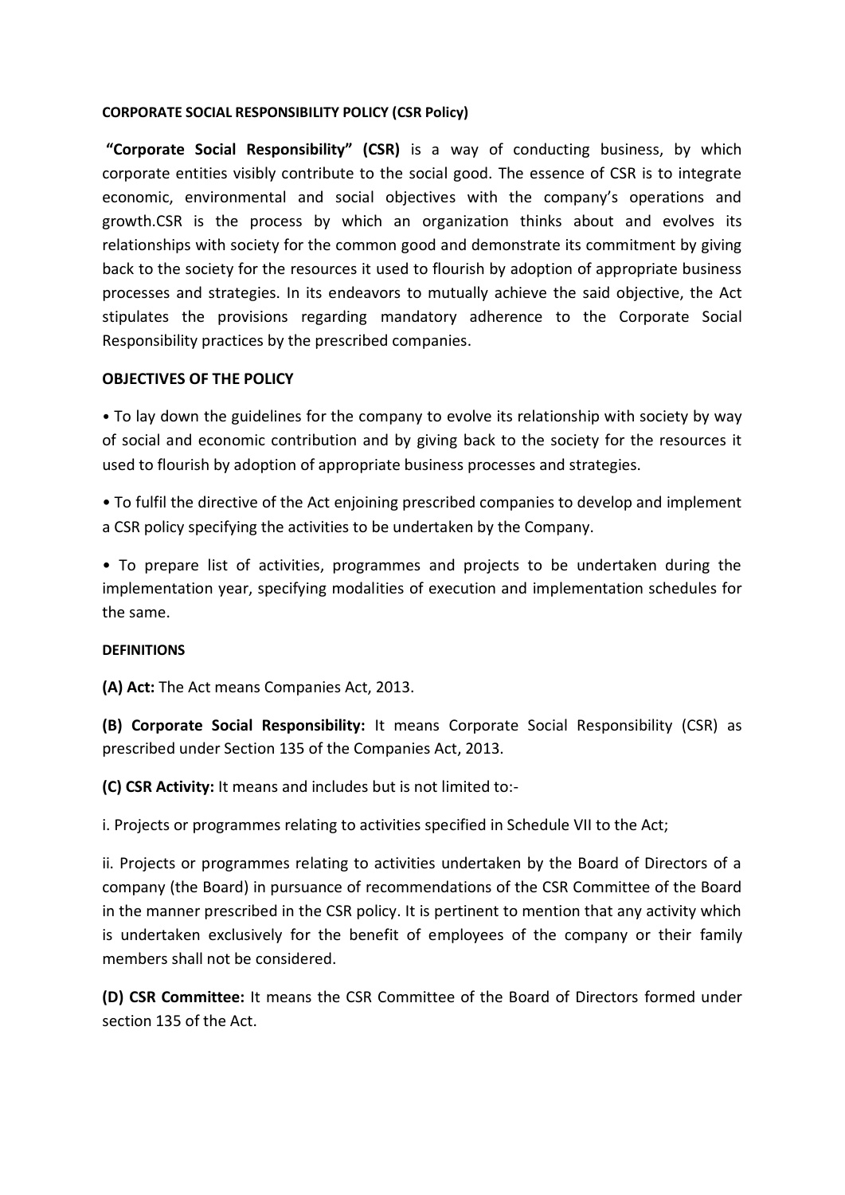**CORPORATE SOCIAL RESPONSIBILITY POLICY (CSR Policy)**

**"Corporate Social Responsibility" (CSR)** is a way of conducting business, by which corporate entities visibly contribute to the social good. The essence of CSR is to integrate economic, environmental and social objectives with the company's operations and growth.CSR is the process by which an organization thinks about and evolves its relationships with society for the common good and demonstrate its commitment by giving back to the society for the resources it used to flourish by adoption of appropriate business processes and strategies. In its endeavors to mutually achieve the said objective, the Act stipulates the provisions regarding mandatory adherence to the Corporate Social Responsibility practices by the prescribed companies.

**OBJECTIVES OF THE POLICY**

• To lay down the guidelines for the company to evolve its relationship with society by way of social and economic contribution and by giving back to the society for the resources it used to flourish by adoption of appropriate business processes and strategies.

• To fulfil the directive of the Act enjoining prescribed companies to develop and implement a CSR policy specifying the activities to be undertaken by the Company.

• To prepare list of activities, programmes and projects to be undertaken during the implementation year, specifying modalities of execution and implementation schedules for the same.

**DEFINITIONS**

**(A) Act:** The Act means Companies Act, 2013.

**(B) Corporate Social Responsibility:** It means Corporate Social Responsibility (CSR) as prescribed under Section 135 of the Companies Act, 2013.

**(C) CSR Activity:** It means and includes but is not limited to:-

i. Projects or programmes relating to activities specified in Schedule VII to the Act;

ii. Projects or programmes relating to activities undertaken by the Board of Directors of a company (the Board) in pursuance of recommendations of the CSR Committee of the Board in the manner prescribed in the CSR policy. It is pertinent to mention that any activity which is undertaken exclusively for the benefit of employees of the company or their family members shall not be considered.

**(D) CSR Committee:** It means the CSR Committee of the Board of Directors formed under section 135 of the Act.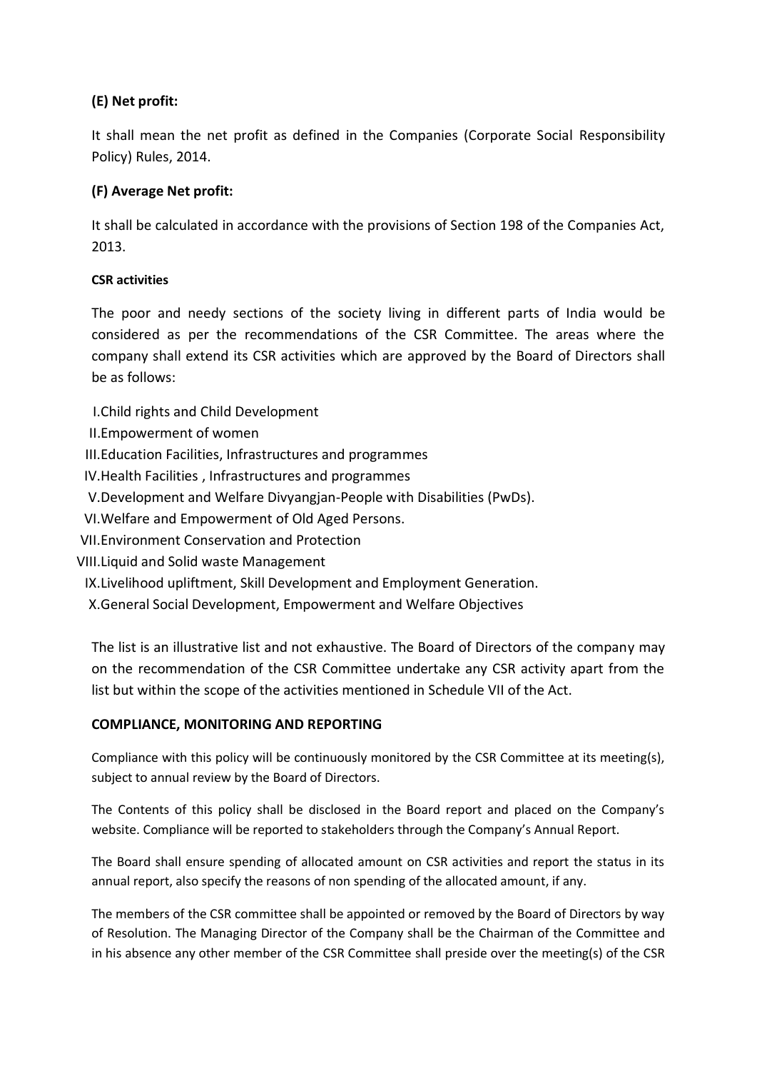**(E) Net profit:**

It shall mean the net profit as defined in the Companies (Corporate Social Responsibility Policy) Rules, 2014.

**(F) Average Net profit:**

It shall be calculated in accordance with the provisions of Section 198 of the Companies Act, 2013.

**CSR activities**

The poor and needy sections of the society living in different parts of India would be considered as per the recommendations of the CSR Committee. The areas where the company shall extend its CSR activities which are approved by the Board of Directors shall be as follows:

I. Child rights and Child Development
II. Empowerment of women
III. Education Facilities, Infrastructures and programmes
IV. Health Facilities , Infrastructures and programmes
V. Development and Welfare Divyangjan-People with Disabilities (PwDs).
VI. Welfare and Empowerment of Old Aged Persons.
VII. Environment Conservation and Protection
VIII. Liquid and Solid waste Management
IX. Livelihood upliftment, Skill Development and Employment Generation.
X. General Social Development, Empowerment and Welfare Objectives

The list is an illustrative list and not exhaustive. The Board of Directors of the company may on the recommendation of the CSR Committee undertake any CSR activity apart from the list but within the scope of the activities mentioned in Schedule VII of the Act.

**COMPLIANCE, MONITORING AND REPORTING**

Compliance with this policy will be continuously monitored by the CSR Committee at its meeting(s), subject to annual review by the Board of Directors.

The Contents of this policy shall be disclosed in the Board report and placed on the Company's website. Compliance will be reported to stakeholders through the Company's Annual Report.

The Board shall ensure spending of allocated amount on CSR activities and report the status in its annual report, also specify the reasons of non spending of the allocated amount, if any.

The members of the CSR committee shall be appointed or removed by the Board of Directors by way of Resolution. The Managing Director of the Company shall be the Chairman of the Committee and in his absence any other member of the CSR Committee shall preside over the meeting(s) of the CSR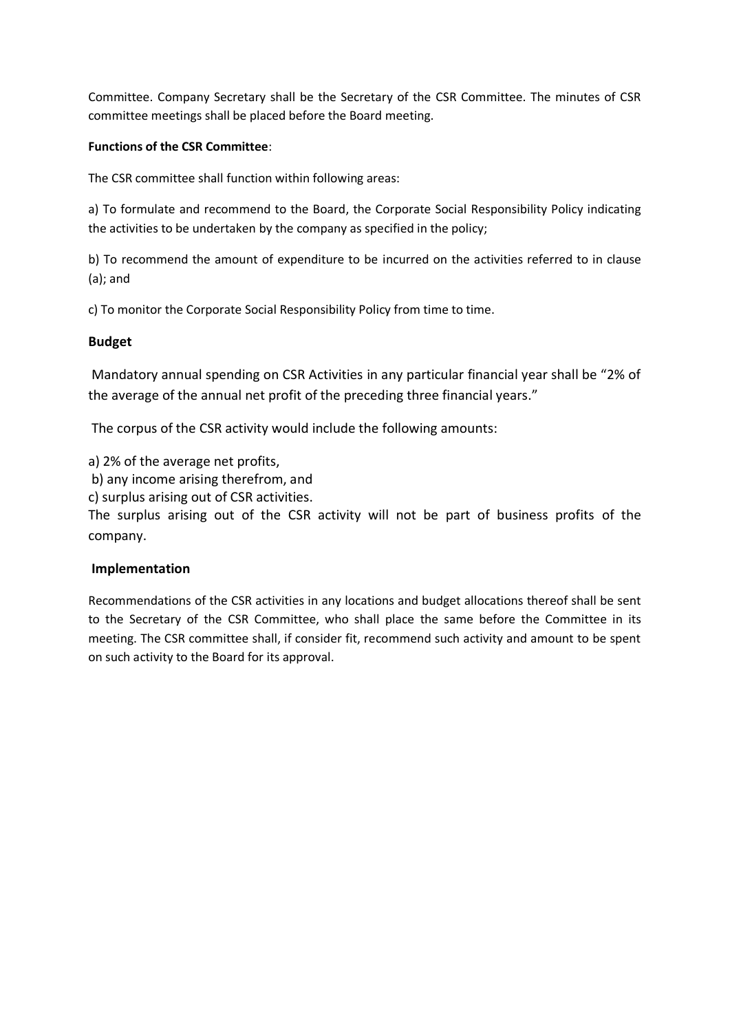Committee. Company Secretary shall be the Secretary of the CSR Committee. The minutes of CSR committee meetings shall be placed before the Board meeting.

**Functions of the CSR Committee**:

The CSR committee shall function within following areas:

a) To formulate and recommend to the Board, the Corporate Social Responsibility Policy indicating the activities to be undertaken by the company as specified in the policy;

b) To recommend the amount of expenditure to be incurred on the activities referred to in clause (a); and

c) To monitor the Corporate Social Responsibility Policy from time to time.

## Budget

Mandatory annual spending on CSR Activities in any particular financial year shall be "2% of the average of the annual net profit of the preceding three financial years."

The corpus of the CSR activity would include the following amounts:

a) 2% of the average net profits,
b) any income arising therefrom, and
c) surplus arising out of CSR activities.

The surplus arising out of the CSR activity will not be part of business profits of the company.

## Implementation

Recommendations of the CSR activities in any locations and budget allocations thereof shall be sent to the Secretary of the CSR Committee, who shall place the same before the Committee in its meeting. The CSR committee shall, if consider fit, recommend such activity and amount to be spent on such activity to the Board for its approval.